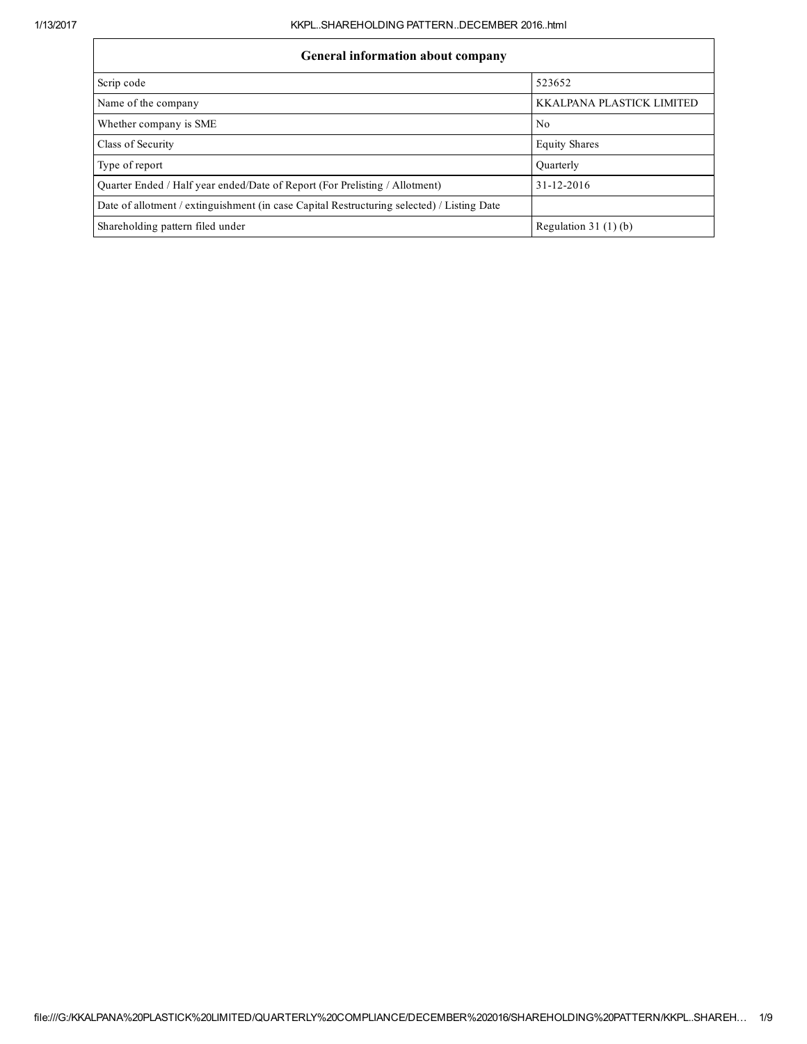| General information about company | |
| --- | --- |
| Scrip code | 523652 |
| Name of the company | KKALPANA PLASTICK LIMITED |
| Whether company is SME | No |
| Class of Security | Equity Shares |
| Type of report | Quarterly |
| Quarter Ended / Half year ended/Date of Report (For Prelisting / Allotment) | 31-12-2016 |
| Date of allotment / extinguishment (in case Capital Restructuring selected) / Listing Date | |
| Shareholding pattern filed under | Regulation 31 (1) (b) |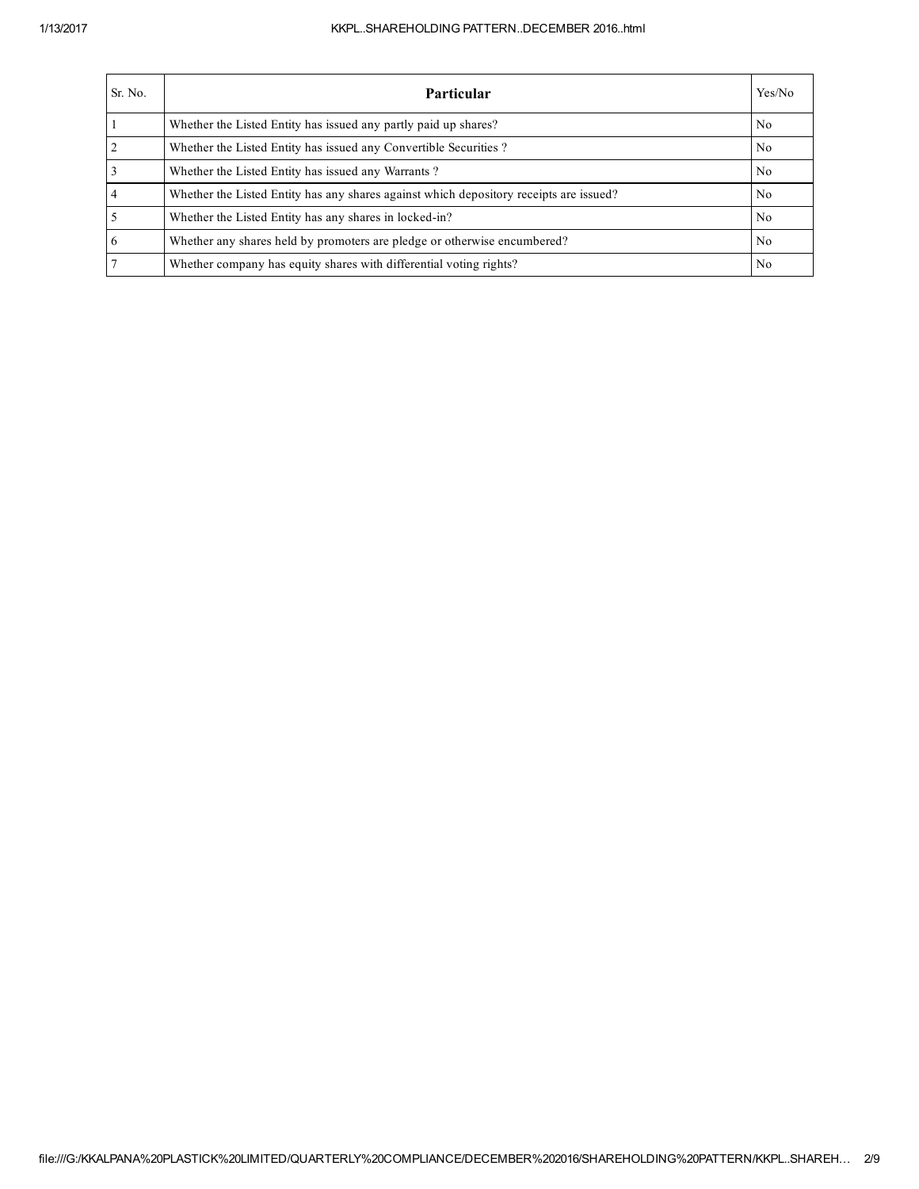| Sr. No. | Particular | Yes/No |
|---|---|---|
| 1 | Whether the Listed Entity has issued any partly paid up shares? | No |
| 2 | Whether the Listed Entity has issued any Convertible Securities ? | No |
| 3 | Whether the Listed Entity has issued any Warrants ? | No |
| 4 | Whether the Listed Entity has any shares against which depository receipts are issued? | No |
| 5 | Whether the Listed Entity has any shares in locked-in? | No |
| 6 | Whether any shares held by promoters are pledge or otherwise encumbered? | No |
| 7 | Whether company has equity shares with differential voting rights? | No |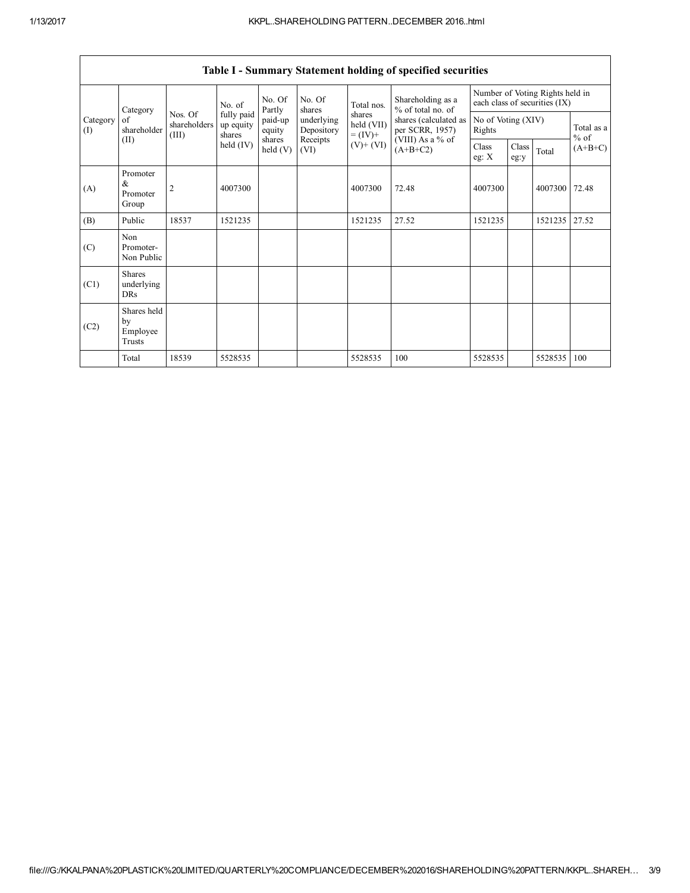| Table I - Summary Statement holding of specified securities | | | | | | | | | | | | |
|---|---|---|---|---|---|---|---|---|---|---|---|---|
| Category (I) | Category of shareholder (II) | Nos. Of shareholders (III) | No. of fully paid up equity shares held (IV) | No. Of Partly paid-up equity shares held (V) | No. Of shares underlying Depository Receipts (VI) | Total nos. shares held (VII) = (IV)+ (V)+ (VI) | Shareholding as a % of total no. of shares (calculated as per SCRR, 1957) (VIII) As a % of (A+B+C2) | Number of Voting Rights held in each class of securities (IX) | | | |
| | | | | | | | | No of Voting (XIV) Rights | | | Total as a % of (A+B+C) |
| | | | | | | | | Class eg: X | Class eg:y | Total | |
| (A) | Promoter & Promoter Group | 2 | 4007300 | | | 4007300 | 72.48 | 4007300 | | 4007300 | 72.48 |
| (B) | Public | 18537 | 1521235 | | | 1521235 | 27.52 | 1521235 | | 1521235 | 27.52 |
| (C) | Non Promoter- Non Public | | | | | | | | | | |
| (C1) | Shares underlying DRs | | | | | | | | | | |
| (C2) | Shares held by Employee Trusts | | | | | | | | | | |
| | Total | 18539 | 5528535 | | | 5528535 | 100 | 5528535 | | 5528535 | 100 |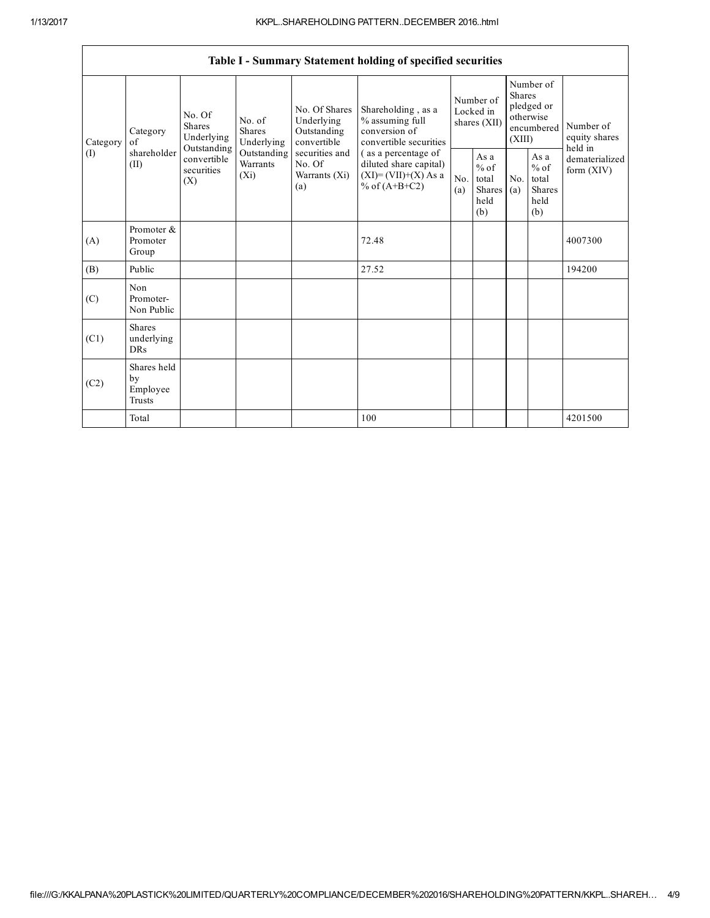| Table I - Summary Statement holding of specified securities | | | | | | | | | | | |
|---|---|---|---|---|---|---|---|---|---|---|---|
| Category (I) | Category of shareholder (II) | No. Of Shares Underlying Outstanding convertible securities (X) | No. of Shares Underlying Outstanding Warrants (Xi) | No. Of Shares Underlying Outstanding convertible securities and No. Of Warrants (Xi) (a) | Shareholding , as a % assuming full conversion of convertible securities ( as a percentage of diluted share capital) (XI)= (VII)+(X) As a % of (A+B+C2) | Number of Locked in shares (XII) | | Number of Shares pledged or otherwise encumbered (XIII) | | Number of equity shares held in dematerialized form (XIV) |
| | | | | | | No. (a) | As a % of total Shares held (b) | No. (a) | As a % of total Shares held (b) | |
| (A) | Promoter & Promoter Group | | | | 72.48 | | | | | 4007300 |
| (B) | Public | | | | 27.52 | | | | | 194200 |
| (C) | Non Promoter- Non Public | | | | | | | | | |
| (C1) | Shares underlying DRs | | | | | | | | | |
| (C2) | Shares held by Employee Trusts | | | | | | | | | |
| | Total | | | | 100 | | | | | 4201500 |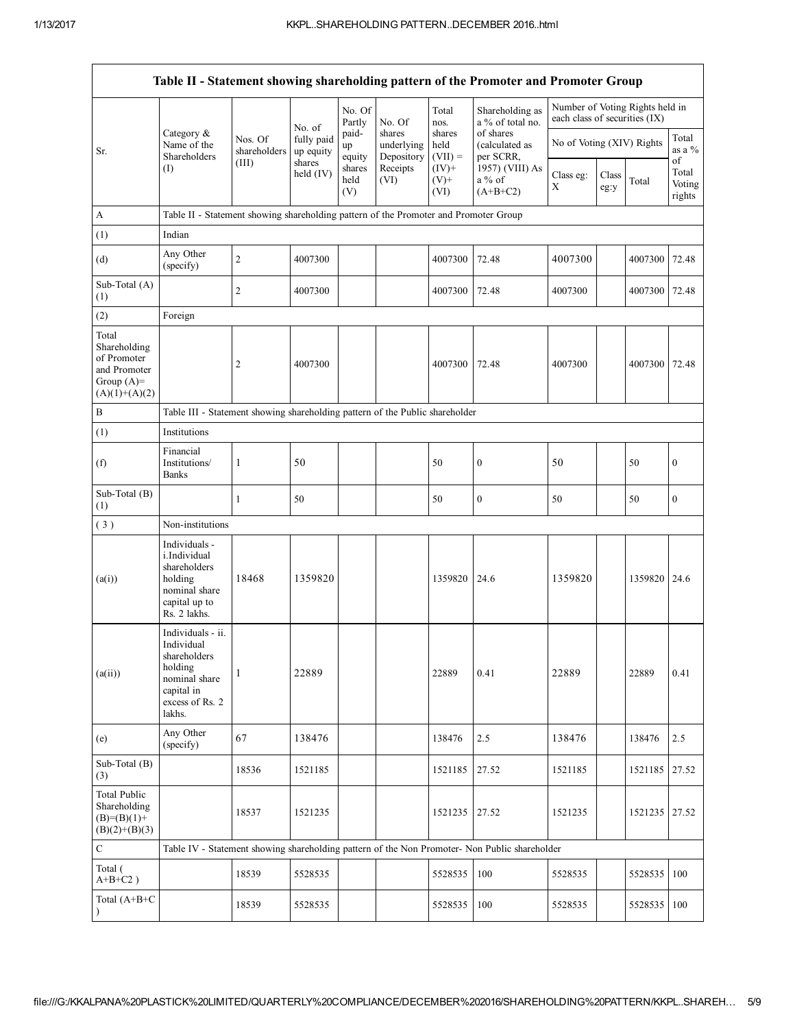| Table II - Statement showing shareholding pattern of the Promoter and Promoter Group | | | | | | | | | | | |
|---|---|---|---|---|---|---|---|---|---|---|---|
| Sr. | Category & Name of the Shareholders (I) | Nos. Of shareholders (III) | No. of fully paid up equity shares held (IV) | No. Of Partly paid-up equity shares held (V) | No. Of shares underlying Depository Receipts (VI) | Total nos. shares held (VII) = (IV)+ (V)+ (VI) | Shareholding as a % of total no. of shares (calculated as per SCRR, 1957) (VIII) As a % of (A+B+C2) | Number of Voting Rights held in each class of securities (IX) | | | |
| | | | | | | | | No of Voting (XIV) Rights | | | Total as a % of Total Voting rights |
| | | | | | | | | Class eg: X | Class eg:y | Total | |
| A | Table II - Statement showing shareholding pattern of the Promoter and Promoter Group | | | | | | | | | | |
| (1) | Indian | | | | | | | | | | |
| (d) | Any Other (specify) | 2 | 4007300 | | | 4007300 | 72.48 | 4007300 | | 4007300 | 72.48 |
| Sub-Total (A)(1) | | 2 | 4007300 | | | 4007300 | 72.48 | 4007300 | | 4007300 | 72.48 |
| (2) | Foreign | | | | | | | | | | |
| Total Shareholding of Promoter and Promoter Group (A)=(A)(1)+(A)(2) | | 2 | 4007300 | | | 4007300 | 72.48 | 4007300 | | 4007300 | 72.48 |
| B | Table III - Statement showing shareholding pattern of the Public shareholder | | | | | | | | | | |
| (1) | Institutions | | | | | | | | | | |
| (f) | Financial Institutions/ Banks | 1 | 50 | | | 50 | 0 | 50 | | 50 | 0 |
| Sub-Total (B)(1) | | 1 | 50 | | | 50 | 0 | 50 | | 50 | 0 |
| ( 3 ) | Non-institutions | | | | | | | | | | |
| (a(i)) | Individuals - i.Individual shareholders holding nominal share capital up to Rs. 2 lakhs. | 18468 | 1359820 | | | 1359820 | 24.6 | 1359820 | | 1359820 | 24.6 |
| (a(ii)) | Individuals - ii. Individual shareholders holding nominal share capital in excess of Rs. 2 lakhs. | 1 | 22889 | | | 22889 | 0.41 | 22889 | | 22889 | 0.41 |
| (e) | Any Other (specify) | 67 | 138476 | | | 138476 | 2.5 | 138476 | | 138476 | 2.5 |
| Sub-Total (B)(3) | | 18536 | 1521185 | | | 1521185 | 27.52 | 1521185 | | 1521185 | 27.52 |
| Total Public Shareholding (B)=(B)(1)+(B)(2)+(B)(3) | | 18537 | 1521235 | | | 1521235 | 27.52 | 1521235 | | 1521235 | 27.52 |
| C | Table IV - Statement showing shareholding pattern of the Non Promoter- Non Public shareholder | | | | | | | | | | |
| Total ( A+B+C2 ) | | 18539 | 5528535 | | | 5528535 | 100 | 5528535 | | 5528535 | 100 |
| Total (A+B+C ) | | 18539 | 5528535 | | | 5528535 | 100 | 5528535 | | 5528535 | 100 |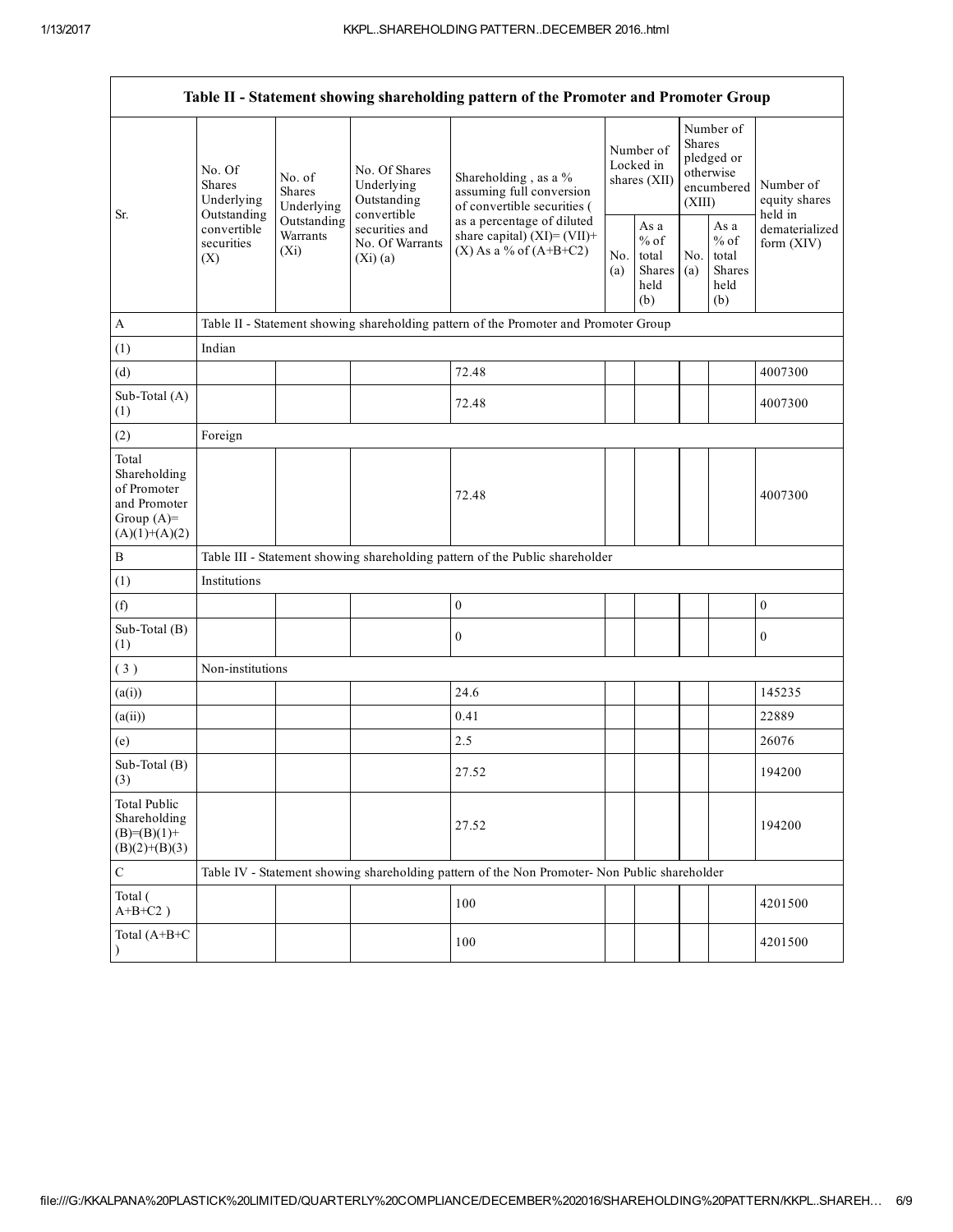| Table II - Statement showing shareholding pattern of the Promoter and Promoter Group | | | | | | | | | |
|---|---|---|---|---|---|---|---|---|---|
| Sr. | No. Of Shares Underlying Outstanding convertible securities (X) | No. of Shares Underlying Outstanding Warrants (Xi) | No. Of Shares Underlying Outstanding convertible securities and No. Of Warrants (Xi) (a) | Shareholding , as a % assuming full conversion of convertible securities ( as a percentage of diluted share capital) (XI)= (VII)+(X) As a % of (A+B+C2) | Number of Locked in shares (XII) | | Number of Shares pledged or otherwise encumbered (XIII) | | Number of equity shares held in dematerialized form (XIV) |
| | | | | | No. (a) | As a % of total Shares held (b) | No. (a) | As a % of total Shares held (b) | |
| A | Table II - Statement showing shareholding pattern of the Promoter and Promoter Group | | | | | | | | |
| (1) | Indian | | | | | | | | |
| (d) | | | | 72.48 | | | | | 4007300 |
| Sub-Total (A) (1) | | | | 72.48 | | | | | 4007300 |
| (2) | Foreign | | | | | | | | |
| Total Shareholding of Promoter and Promoter Group (A)= (A)(1)+(A)(2) | | | | 72.48 | | | | | 4007300 |
| B | Table III - Statement showing shareholding pattern of the Public shareholder | | | | | | | | |
| (1) | Institutions | | | | | | | | |
| (f) | | | | 0 | | | | | 0 |
| Sub-Total (B) (1) | | | | 0 | | | | | 0 |
| ( 3 ) | Non-institutions | | | | | | | | |
| (a(i)) | | | | 24.6 | | | | | 145235 |
| (a(ii)) | | | | 0.41 | | | | | 22889 |
| (e) | | | | 2.5 | | | | | 26076 |
| Sub-Total (B) (3) | | | | 27.52 | | | | | 194200 |
| Total Public Shareholding (B)=(B)(1)+(B)(2)+(B)(3) | | | | 27.52 | | | | | 194200 |
| C | Table IV - Statement showing shareholding pattern of the Non Promoter- Non Public shareholder | | | | | | | | |
| Total ( A+B+C2 ) | | | | 100 | | | | | 4201500 |
| Total (A+B+C ) | | | | 100 | | | | | 4201500 |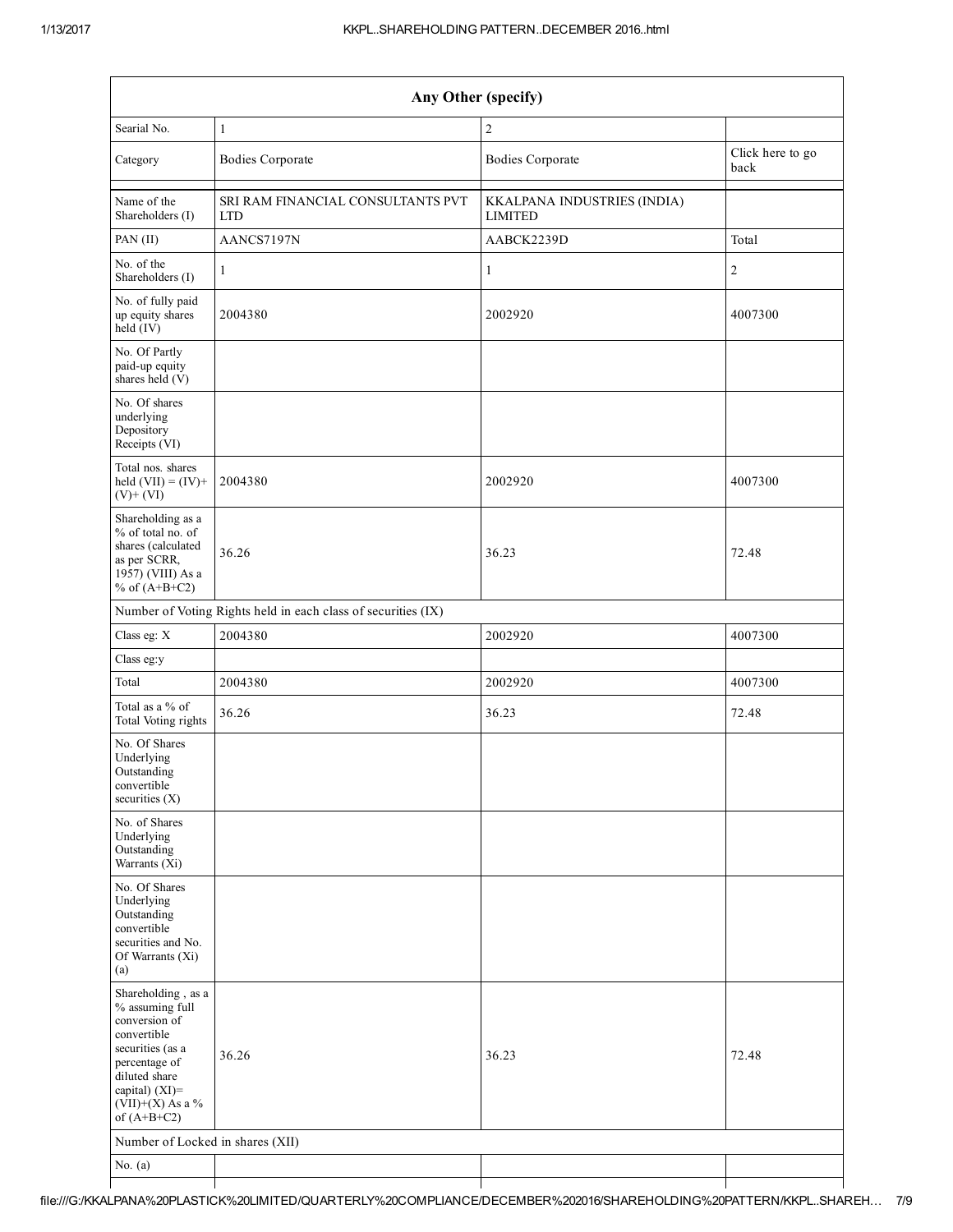| Any Other (specify) | | | |
|---|---|---|---|
| Searial No. | 1 | 2 | |
| Category | Bodies Corporate | Bodies Corporate | Click here to go back |
| Name of the Shareholders (I) | SRI RAM FINANCIAL CONSULTANTS PVT LTD | KKALPANA INDUSTRIES (INDIA) LIMITED | |
| PAN (II) | AANCS7197N | AABCK2239D | Total |
| No. of the Shareholders (I) | 1 | 1 | 2 |
| No. of fully paid up equity shares held (IV) | 2004380 | 2002920 | 4007300 |
| No. Of Partly paid-up equity shares held (V) | | | |
| No. Of shares underlying Depository Receipts (VI) | | | |
| Total nos. shares held (VII) = (IV)+ (V)+ (VI) | 2004380 | 2002920 | 4007300 |
| Shareholding as a % of total no. of shares (calculated as per SCRR, 1957) (VIII) As a % of (A+B+C2) | 36.26 | 36.23 | 72.48 |
| Number of Voting Rights held in each class of securities (IX) | | | |
| Class eg: X | 2004380 | 2002920 | 4007300 |
| Class eg:y | | | |
| Total | 2004380 | 2002920 | 4007300 |
| Total as a % of Total Voting rights | 36.26 | 36.23 | 72.48 |
| No. Of Shares Underlying Outstanding convertible securities (X) | | | |
| No. of Shares Underlying Outstanding Warrants (Xi) | | | |
| No. Of Shares Underlying Outstanding convertible securities and No. Of Warrants (Xi) (a) | | | |
| Shareholding , as a % assuming full conversion of convertible securities (as a percentage of diluted share capital) (XI)= (VII)+(X) As a % of (A+B+C2) | 36.26 | 36.23 | 72.48 |
| Number of Locked in shares (XII) | | | |
| No. (a) | | | |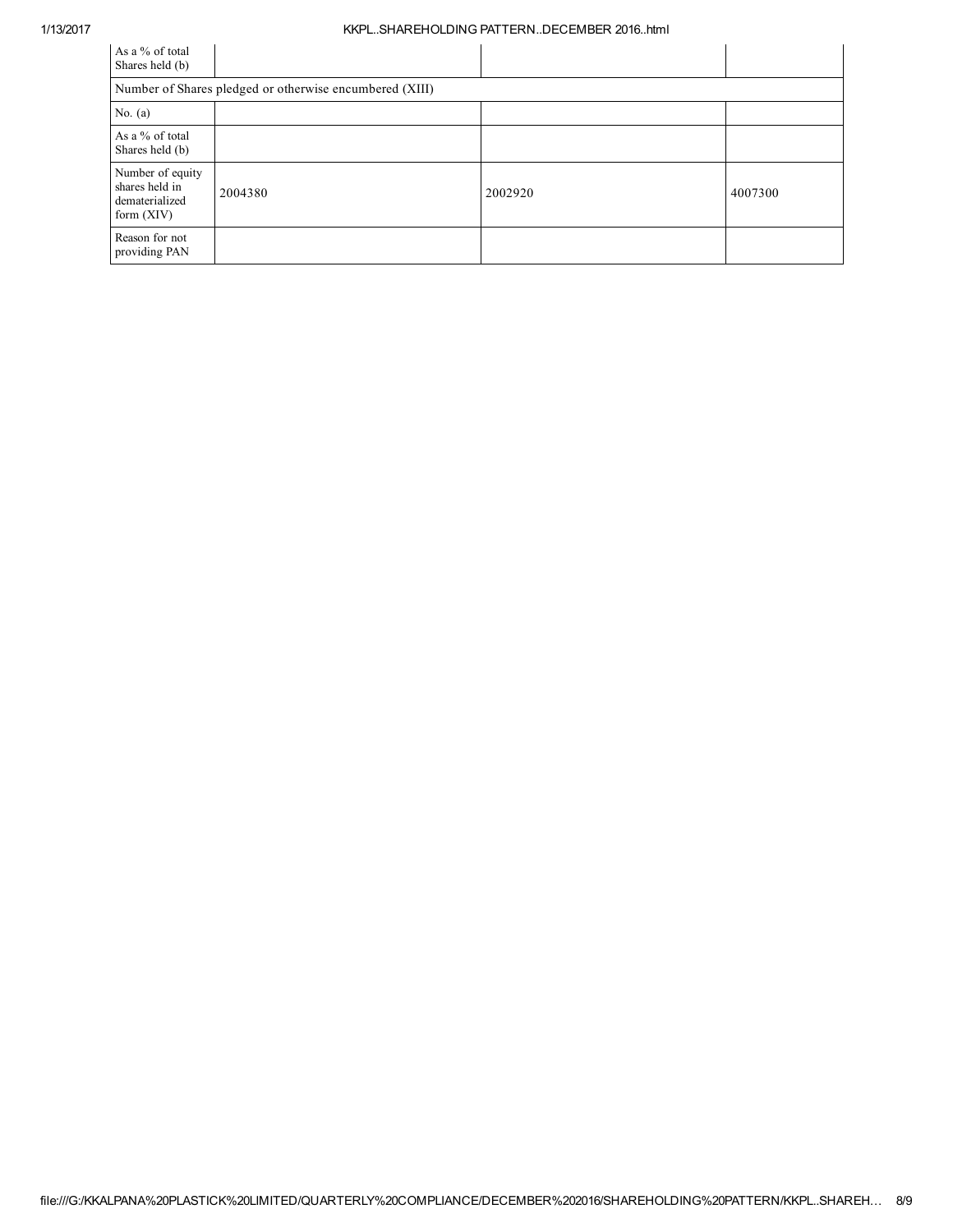| | | | |
|---|---|---|---|
| As a % of total Shares held (b) | | | |
| Number of Shares pledged or otherwise encumbered (XIII) | | | |
| No. (a) | | | |
| As a % of total Shares held (b) | | | |
| Number of equity shares held in dematerialized form (XIV) | 2004380 | 2002920 | 4007300 |
| Reason for not providing PAN | | | |